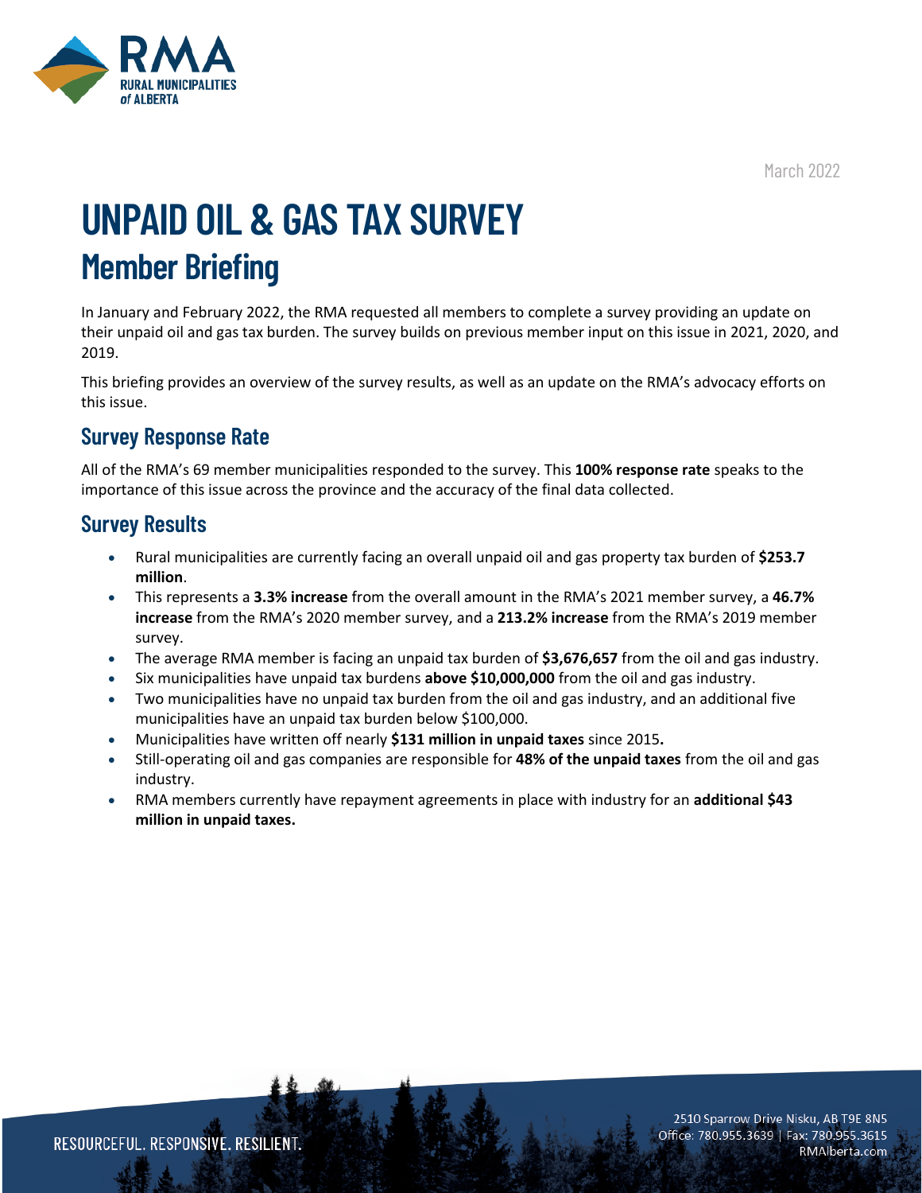March 2022

# UNPAID OIL & GAS TAX SURVEY

## Member Briefing

In January and February 2022, the RMA requested all members to complete a survey providing an update on their unpaid oil and gas tax burden. The survey builds on previous member input on this issue in 2021, 2020, and 2019.

This briefing provides an overview of the survey results, as well as an update on the RMA's advocacy efforts on this issue.

### Survey Response Rate

All of the RMA's 69 member municipalities responded to the survey. This **100% response rate** speaks to the importance of this issue across the province and the accuracy of the final data collected.

### Survey Results

- Rural municipalities are currently facing an overall unpaid oil and gas property tax burden of **$253.7 million**.
- This represents a **3.3% increase** from the overall amount in the RMA's 2021 member survey, a **46.7% increase** from the RMA's 2020 member survey, and a **213.2% increase** from the RMA's 2019 member survey.
- The average RMA member is facing an unpaid tax burden of **$3,676,657** from the oil and gas industry.
- Six municipalities have unpaid tax burdens **above $10,000,000** from the oil and gas industry.
- Two municipalities have no unpaid tax burden from the oil and gas industry, and an additional five municipalities have an unpaid tax burden below $100,000.
- Municipalities have written off nearly **$131 million in unpaid taxes** since 2015**.**
- Still-operating oil and gas companies are responsible for **48% of the unpaid taxes** from the oil and gas industry.
- RMA members currently have repayment agreements in place with industry for an **additional $43 million in unpaid taxes.**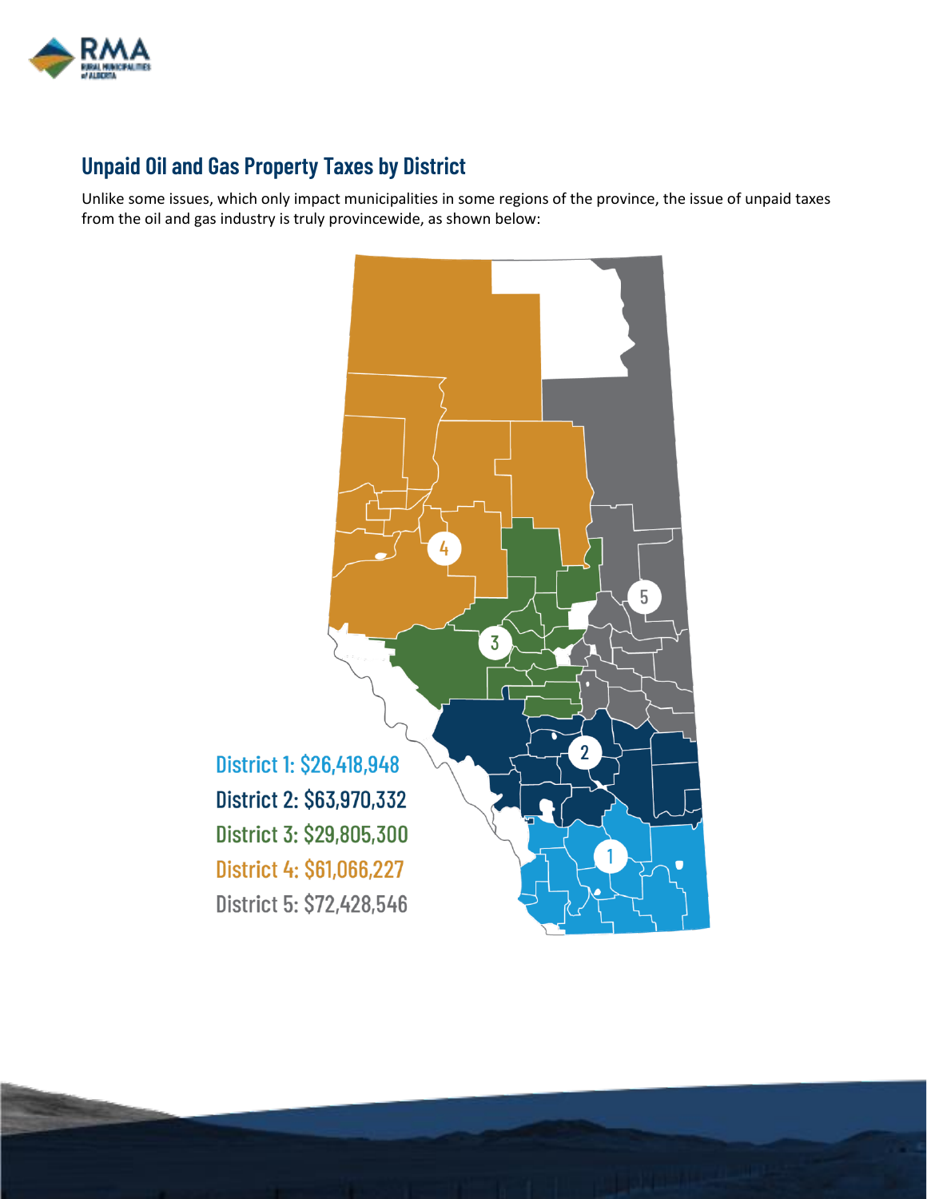## Unpaid Oil and Gas Property Taxes by District

Unlike some issues, which only impact municipalities in some regions of the province, the issue of unpaid taxes from the oil and gas industry is truly provincewide, as shown below:

District 1: $26,418,948

District 2: $63,970,332

District 3: $29,805,300

District 4: $61,066,227

District 5: $72,428,546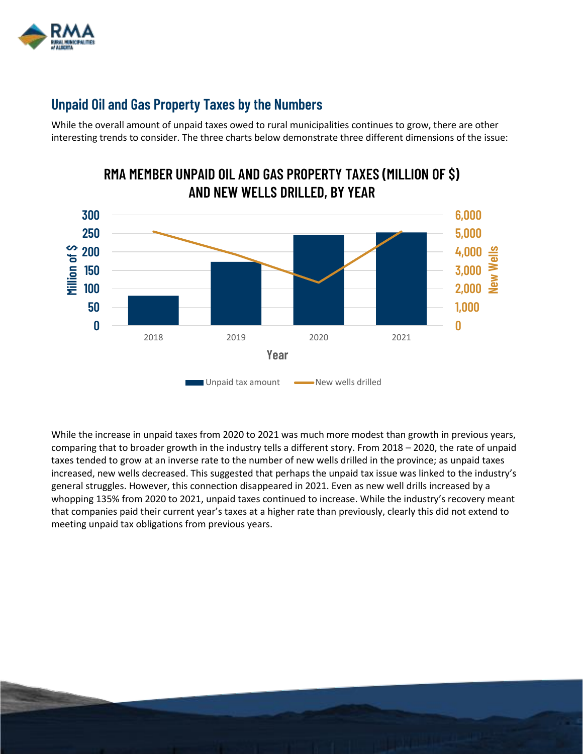## Unpaid Oil and Gas Property Taxes by the Numbers

While the overall amount of unpaid taxes owed to rural municipalities continues to grow, there are other interesting trends to consider. The three charts below demonstrate three different dimensions of the issue:

**RMA MEMBER UNPAID OIL AND GAS PROPERTY TAXES (MILLION OF $) AND NEW WELLS DRILLED, BY YEAR**

While the increase in unpaid taxes from 2020 to 2021 was much more modest than growth in previous years, comparing that to broader growth in the industry tells a different story. From 2018 – 2020, the rate of unpaid taxes tended to grow at an inverse rate to the number of new wells drilled in the province; as unpaid taxes increased, new wells decreased. This suggested that perhaps the unpaid tax issue was linked to the industry's general struggles. However, this connection disappeared in 2021. Even as new well drills increased by a whopping 135% from 2020 to 2021, unpaid taxes continued to increase. While the industry's recovery meant that companies paid their current year's taxes at a higher rate than previously, clearly this did not extend to meeting unpaid tax obligations from previous years.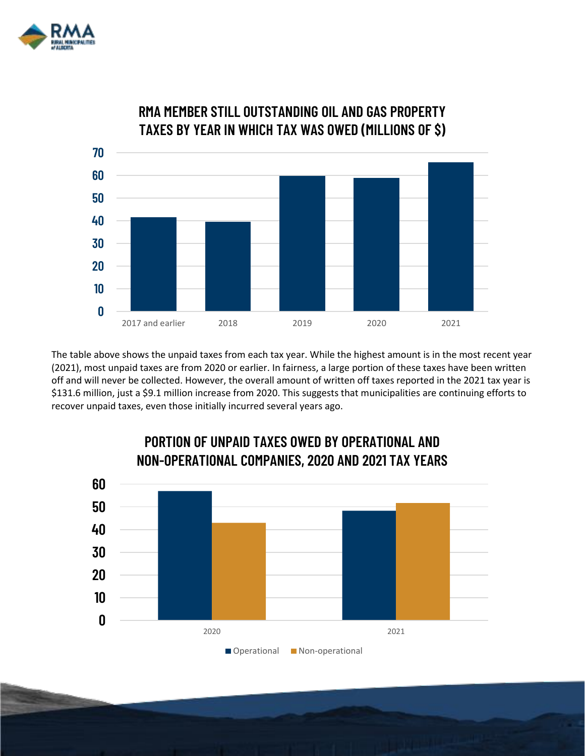## RMA MEMBER STILL OUTSTANDING OIL AND GAS PROPERTY TAXES BY YEAR IN WHICH TAX WAS OWED (MILLIONS OF $)

The table above shows the unpaid taxes from each tax year. While the highest amount is in the most recent year (2021), most unpaid taxes are from 2020 or earlier. In fairness, a large portion of these taxes have been written off and will never be collected. However, the overall amount of written off taxes reported in the 2021 tax year is $131.6 million, just a $9.1 million increase from 2020. This suggests that municipalities are continuing efforts to recover unpaid taxes, even those initially incurred several years ago.

## PORTION OF UNPAID TAXES OWED BY OPERATIONAL AND NON-OPERATIONAL COMPANIES, 2020 AND 2021 TAX YEARS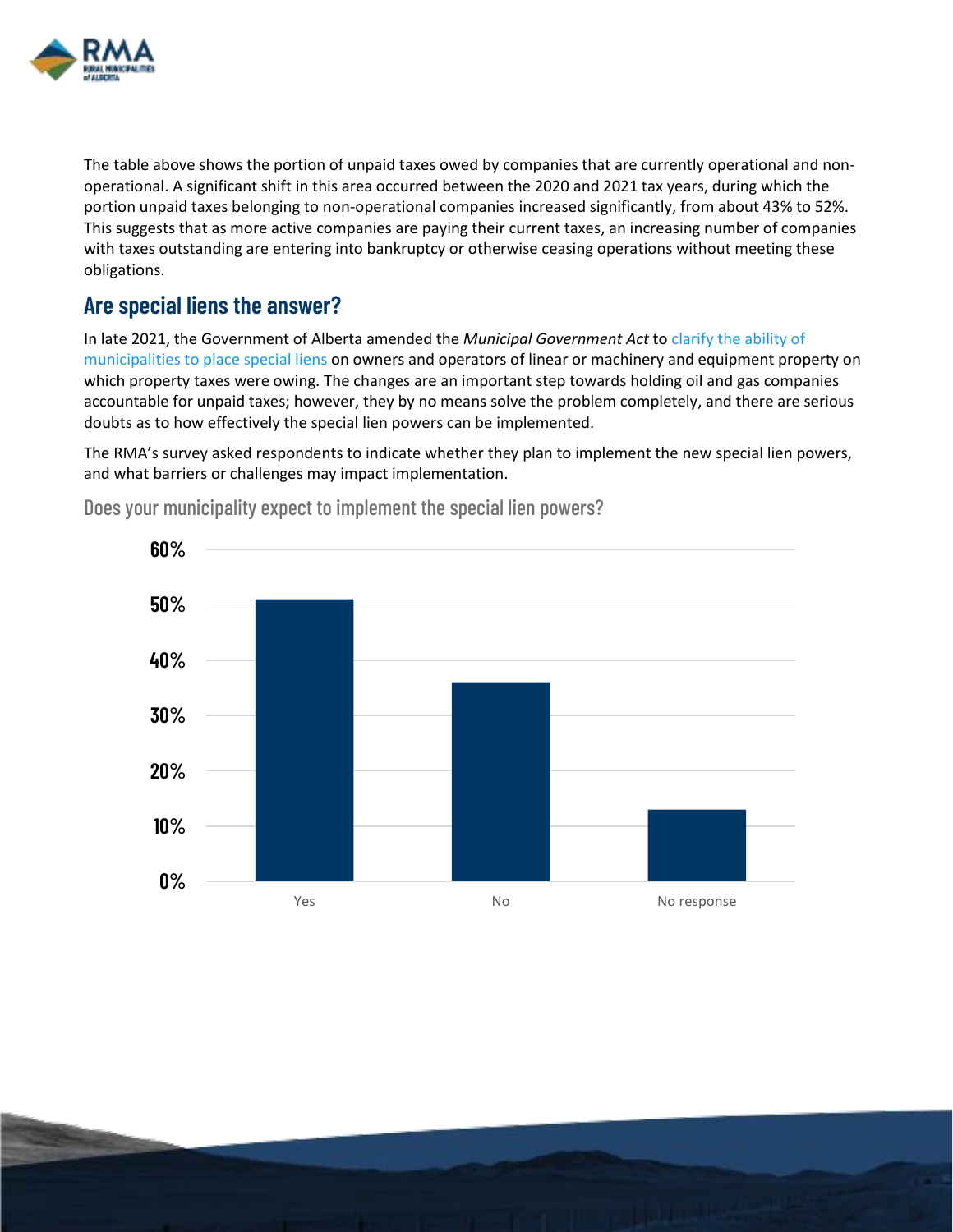The table above shows the portion of unpaid taxes owed by companies that are currently operational and non-operational. A significant shift in this area occurred between the 2020 and 2021 tax years, during which the portion unpaid taxes belonging to non-operational companies increased significantly, from about 43% to 52%. This suggests that as more active companies are paying their current taxes, an increasing number of companies with taxes outstanding are entering into bankruptcy or otherwise ceasing operations without meeting these obligations.

## Are special liens the answer?

In late 2021, the Government of Alberta amended the *Municipal Government Act* to clarify the ability of municipalities to place special liens on owners and operators of linear or machinery and equipment property on which property taxes were owing. The changes are an important step towards holding oil and gas companies accountable for unpaid taxes; however, they by no means solve the problem completely, and there are serious doubts as to how effectively the special lien powers can be implemented.

The RMA's survey asked respondents to indicate whether they plan to implement the new special lien powers, and what barriers or challenges may impact implementation.

### Does your municipality expect to implement the special lien powers?

| Response | Percentage (approx.) |
|---|---|
| Yes | 51% |
| No | 36% |
| No response | 13% |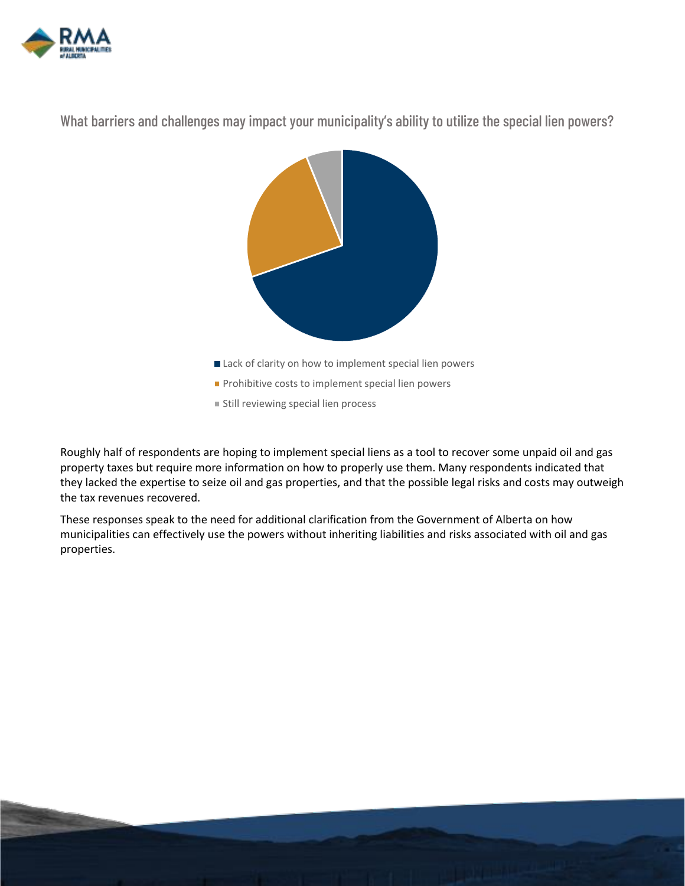## What barriers and challenges may impact your municipality's ability to utilize the special lien powers?

- Lack of clarity on how to implement special lien powers
- Prohibitive costs to implement special lien powers
- Still reviewing special lien process

Roughly half of respondents are hoping to implement special liens as a tool to recover some unpaid oil and gas property taxes but require more information on how to properly use them. Many respondents indicated that they lacked the expertise to seize oil and gas properties, and that the possible legal risks and costs may outweigh the tax revenues recovered.

These responses speak to the need for additional clarification from the Government of Alberta on how municipalities can effectively use the powers without inheriting liabilities and risks associated with oil and gas properties.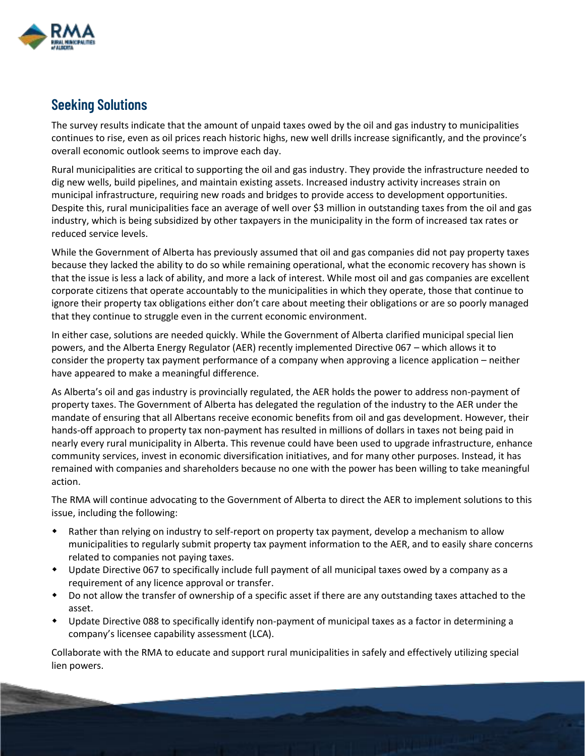## Seeking Solutions

The survey results indicate that the amount of unpaid taxes owed by the oil and gas industry to municipalities continues to rise, even as oil prices reach historic highs, new well drills increase significantly, and the province's overall economic outlook seems to improve each day.

Rural municipalities are critical to supporting the oil and gas industry. They provide the infrastructure needed to dig new wells, build pipelines, and maintain existing assets. Increased industry activity increases strain on municipal infrastructure, requiring new roads and bridges to provide access to development opportunities. Despite this, rural municipalities face an average of well over $3 million in outstanding taxes from the oil and gas industry, which is being subsidized by other taxpayers in the municipality in the form of increased tax rates or reduced service levels.

While the Government of Alberta has previously assumed that oil and gas companies did not pay property taxes because they lacked the ability to do so while remaining operational, what the economic recovery has shown is that the issue is less a lack of ability, and more a lack of interest. While most oil and gas companies are excellent corporate citizens that operate accountably to the municipalities in which they operate, those that continue to ignore their property tax obligations either don't care about meeting their obligations or are so poorly managed that they continue to struggle even in the current economic environment.

In either case, solutions are needed quickly. While the Government of Alberta clarified municipal special lien powers, and the Alberta Energy Regulator (AER) recently implemented Directive 067 – which allows it to consider the property tax payment performance of a company when approving a licence application – neither have appeared to make a meaningful difference.

As Alberta's oil and gas industry is provincially regulated, the AER holds the power to address non-payment of property taxes. The Government of Alberta has delegated the regulation of the industry to the AER under the mandate of ensuring that all Albertans receive economic benefits from oil and gas development. However, their hands-off approach to property tax non-payment has resulted in millions of dollars in taxes not being paid in nearly every rural municipality in Alberta. This revenue could have been used to upgrade infrastructure, enhance community services, invest in economic diversification initiatives, and for many other purposes. Instead, it has remained with companies and shareholders because no one with the power has been willing to take meaningful action.

The RMA will continue advocating to the Government of Alberta to direct the AER to implement solutions to this issue, including the following:

- Rather than relying on industry to self-report on property tax payment, develop a mechanism to allow municipalities to regularly submit property tax payment information to the AER, and to easily share concerns related to companies not paying taxes.
- Update Directive 067 to specifically include full payment of all municipal taxes owed by a company as a requirement of any licence approval or transfer.
- Do not allow the transfer of ownership of a specific asset if there are any outstanding taxes attached to the asset.
- Update Directive 088 to specifically identify non-payment of municipal taxes as a factor in determining a company's licensee capability assessment (LCA).

Collaborate with the RMA to educate and support rural municipalities in safely and effectively utilizing special lien powers.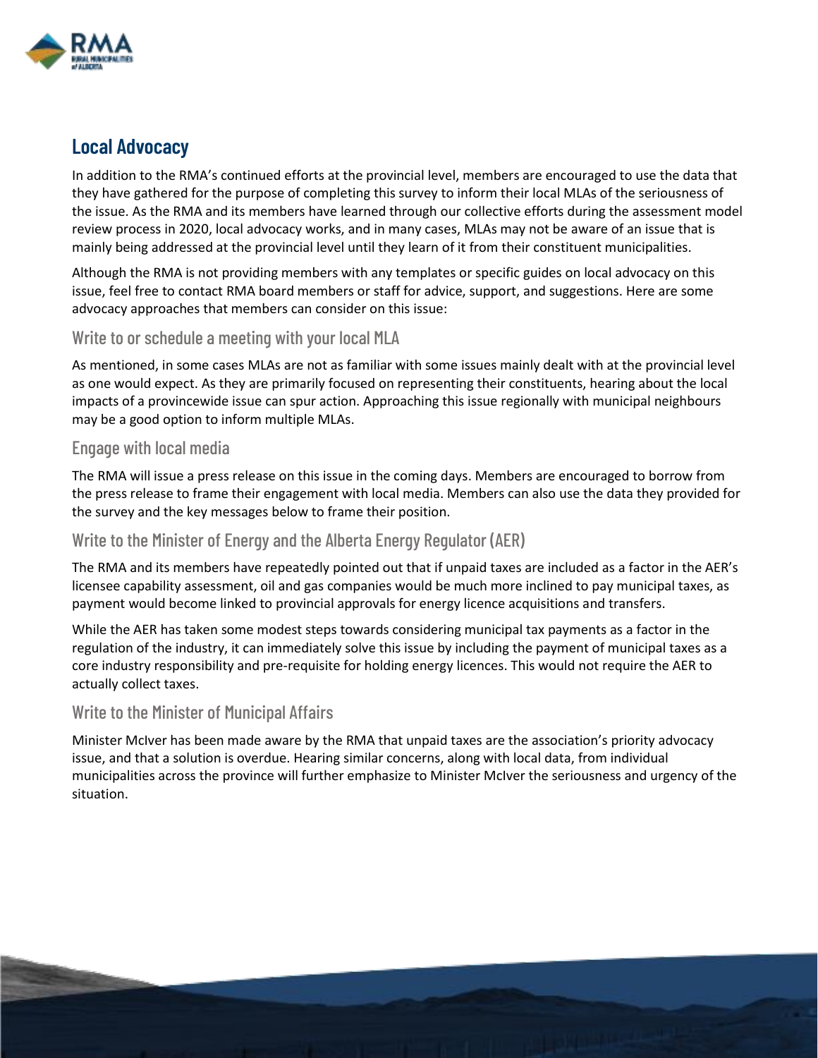## Local Advocacy

In addition to the RMA's continued efforts at the provincial level, members are encouraged to use the data that they have gathered for the purpose of completing this survey to inform their local MLAs of the seriousness of the issue. As the RMA and its members have learned through our collective efforts during the assessment model review process in 2020, local advocacy works, and in many cases, MLAs may not be aware of an issue that is mainly being addressed at the provincial level until they learn of it from their constituent municipalities.

Although the RMA is not providing members with any templates or specific guides on local advocacy on this issue, feel free to contact RMA board members or staff for advice, support, and suggestions. Here are some advocacy approaches that members can consider on this issue:

### Write to or schedule a meeting with your local MLA

As mentioned, in some cases MLAs are not as familiar with some issues mainly dealt with at the provincial level as one would expect. As they are primarily focused on representing their constituents, hearing about the local impacts of a provincewide issue can spur action. Approaching this issue regionally with municipal neighbours may be a good option to inform multiple MLAs.

### Engage with local media

The RMA will issue a press release on this issue in the coming days. Members are encouraged to borrow from the press release to frame their engagement with local media. Members can also use the data they provided for the survey and the key messages below to frame their position.

### Write to the Minister of Energy and the Alberta Energy Regulator (AER)

The RMA and its members have repeatedly pointed out that if unpaid taxes are included as a factor in the AER's licensee capability assessment, oil and gas companies would be much more inclined to pay municipal taxes, as payment would become linked to provincial approvals for energy licence acquisitions and transfers.

While the AER has taken some modest steps towards considering municipal tax payments as a factor in the regulation of the industry, it can immediately solve this issue by including the payment of municipal taxes as a core industry responsibility and pre-requisite for holding energy licences. This would not require the AER to actually collect taxes.

### Write to the Minister of Municipal Affairs

Minister McIver has been made aware by the RMA that unpaid taxes are the association's priority advocacy issue, and that a solution is overdue. Hearing similar concerns, along with local data, from individual municipalities across the province will further emphasize to Minister McIver the seriousness and urgency of the situation.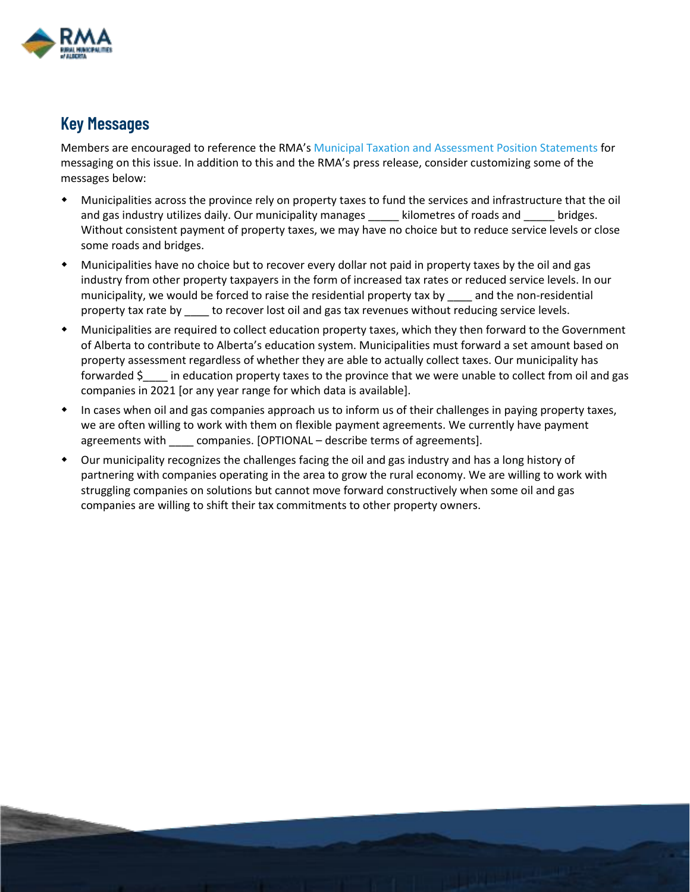## Key Messages

Members are encouraged to reference the RMA's Municipal Taxation and Assessment Position Statements for messaging on this issue. In addition to this and the RMA's press release, consider customizing some of the messages below:

- Municipalities across the province rely on property taxes to fund the services and infrastructure that the oil and gas industry utilizes daily. Our municipality manages _____ kilometres of roads and _____ bridges. Without consistent payment of property taxes, we may have no choice but to reduce service levels or close some roads and bridges.
- Municipalities have no choice but to recover every dollar not paid in property taxes by the oil and gas industry from other property taxpayers in the form of increased tax rates or reduced service levels. In our municipality, we would be forced to raise the residential property tax by ____ and the non-residential property tax rate by ____ to recover lost oil and gas tax revenues without reducing service levels.
- Municipalities are required to collect education property taxes, which they then forward to the Government of Alberta to contribute to Alberta's education system. Municipalities must forward a set amount based on property assessment regardless of whether they are able to actually collect taxes. Our municipality has forwarded $____ in education property taxes to the province that we were unable to collect from oil and gas companies in 2021 [or any year range for which data is available].
- In cases when oil and gas companies approach us to inform us of their challenges in paying property taxes, we are often willing to work with them on flexible payment agreements. We currently have payment agreements with ____ companies. [OPTIONAL – describe terms of agreements].
- Our municipality recognizes the challenges facing the oil and gas industry and has a long history of partnering with companies operating in the area to grow the rural economy. We are willing to work with struggling companies on solutions but cannot move forward constructively when some oil and gas companies are willing to shift their tax commitments to other property owners.